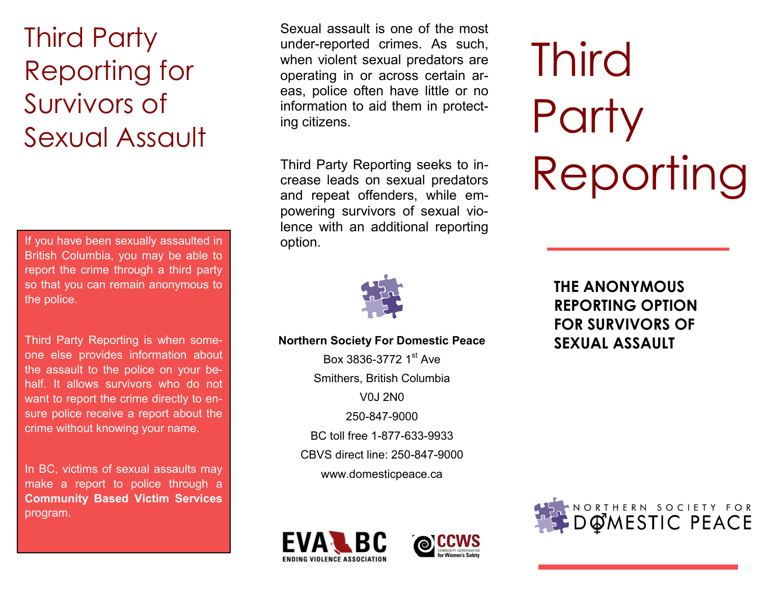# Third Party Reporting for Survivors of Sexual Assault

If you have been sexually assaulted in British Columbia, you may be able to report the crime through a third party so that you can remain anonymous to the police.

Third Party Reporting is when someone else provides information about the assault to the police on your behalf. It allows survivors who do not want to report the crime directly to ensure police receive a report about the crime without knowing your name.

In BC, victims of sexual assaults may make a report to police through a **Community Based Victim Services** program.

Sexual assault is one of the most under-reported crimes. As such, when violent sexual predators are operating in or across certain areas, police often have little or no information to aid them in protecting citizens.

Third Party Reporting seeks to increase leads on sexual predators and repeat offenders, while empowering survivors of sexual violence with an additional reporting option.

**Northern Society For Domestic Peace**

Box 3836-3772 1st Ave

Smithers, British Columbia

V0J 2N0

250-847-9000

BC toll free 1-877-633-9933

CBVS direct line: 250-847-9000

www.domesticpeace.ca

EVA BC ENDING VIOLENCE ASSOCIATION

CCWS COMMUNITY COORDINATION for Women's Safety

# Third Party Reporting

**THE ANONYMOUS REPORTING OPTION FOR SURVIVORS OF SEXUAL ASSAULT**

NORTHERN SOCIETY FOR DOMESTIC PEACE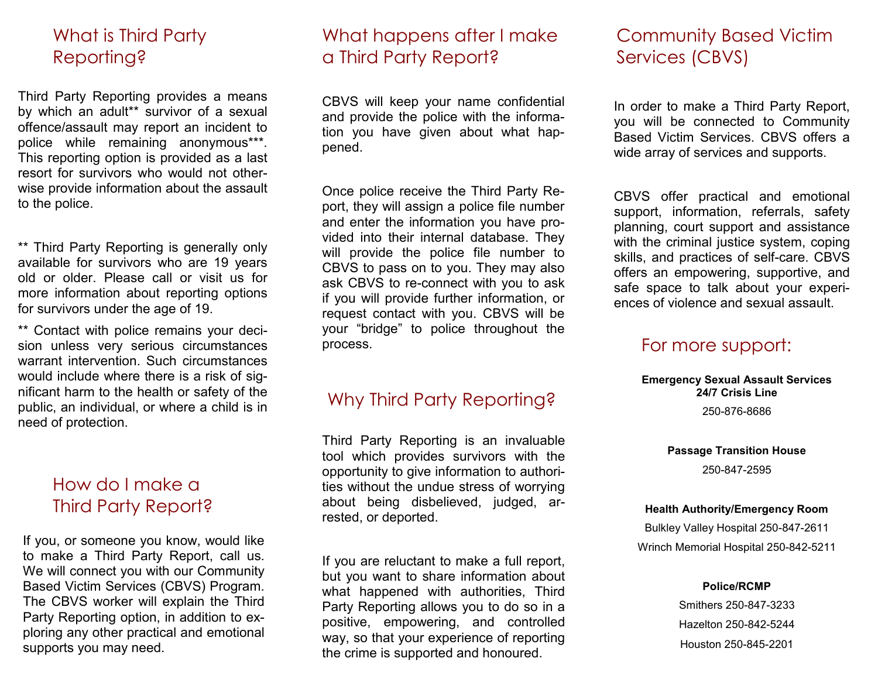## What is Third Party Reporting?

Third Party Reporting provides a means by which an adult** survivor of a sexual offence/assault may report an incident to police while remaining anonymous***. This reporting option is provided as a last resort for survivors who would not otherwise provide information about the assault to the police.

** Third Party Reporting is generally only available for survivors who are 19 years old or older. Please call or visit us for more information about reporting options for survivors under the age of 19.

** Contact with police remains your decision unless very serious circumstances warrant intervention. Such circumstances would include where there is a risk of significant harm to the health or safety of the public, an individual, or where a child is in need of protection.

## How do I make a Third Party Report?

If you, or someone you know, would like to make a Third Party Report, call us. We will connect you with our Community Based Victim Services (CBVS) Program. The CBVS worker will explain the Third Party Reporting option, in addition to exploring any other practical and emotional supports you may need.

## What happens after I make a Third Party Report?

CBVS will keep your name confidential and provide the police with the information you have given about what happened.

Once police receive the Third Party Report, they will assign a police file number and enter the information you have provided into their internal database. They will provide the police file number to CBVS to pass on to you. They may also ask CBVS to re-connect with you to ask if you will provide further information, or request contact with you. CBVS will be your "bridge" to police throughout the process.

## Why Third Party Reporting?

Third Party Reporting is an invaluable tool which provides survivors with the opportunity to give information to authorities without the undue stress of worrying about being disbelieved, judged, arrested, or deported.

If you are reluctant to make a full report, but you want to share information about what happened with authorities, Third Party Reporting allows you to do so in a positive, empowering, and controlled way, so that your experience of reporting the crime is supported and honoured.

## Community Based Victim Services (CBVS)

In order to make a Third Party Report, you will be connected to Community Based Victim Services. CBVS offers a wide array of services and supports.

CBVS offer practical and emotional support, information, referrals, safety planning, court support and assistance with the criminal justice system, coping skills, and practices of self-care. CBVS offers an empowering, supportive, and safe space to talk about your experiences of violence and sexual assault.

## For more support:

**Emergency Sexual Assault Services 24/7 Crisis Line**

250-876-8686

**Passage Transition House**

250-847-2595

**Health Authority/Emergency Room**

Bulkley Valley Hospital 250-847-2611

Wrinch Memorial Hospital 250-842-5211

**Police/RCMP**

Smithers 250-847-3233

Hazelton 250-842-5244

Houston 250-845-2201